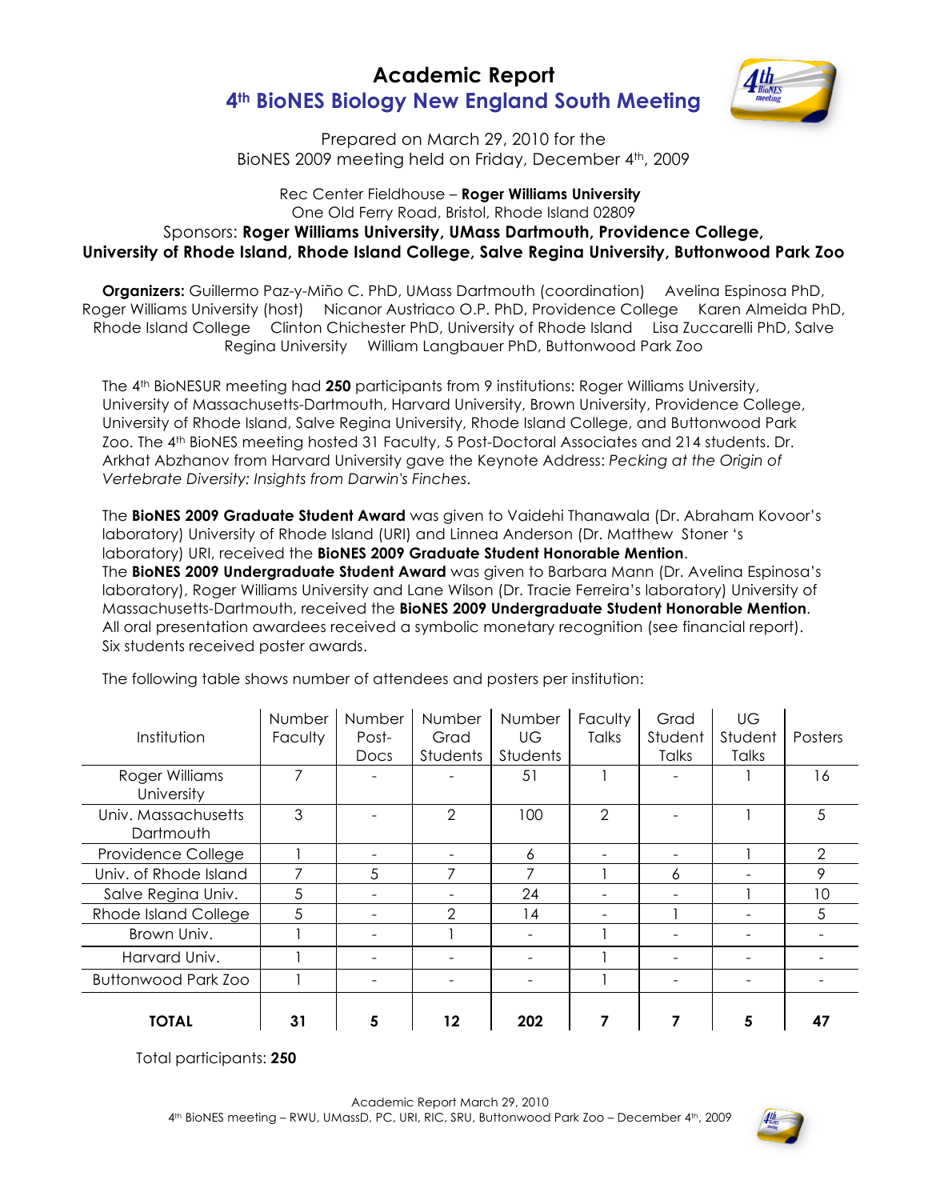# Academic Report

## 4th BioNES Biology New England South Meeting

Prepared on March 29, 2010 for the
BioNES 2009 meeting held on Friday, December 4th, 2009

Rec Center Fieldhouse – **Roger Williams University**
One Old Ferry Road, Bristol, Rhode Island 02809
Sponsors: **Roger Williams University, UMass Dartmouth, Providence College, University of Rhode Island, Rhode Island College, Salve Regina University, Buttonwood Park Zoo**

**Organizers:** Guillermo Paz-y-Miño C. PhD, UMass Dartmouth (coordination) Avelina Espinosa PhD, Roger Williams University (host) Nicanor Austriaco O.P. PhD, Providence College Karen Almeida PhD, Rhode Island College Clinton Chichester PhD, University of Rhode Island Lisa Zuccarelli PhD, Salve Regina University William Langbauer PhD, Buttonwood Park Zoo

The 4th BioNESUR meeting had **250** participants from 9 institutions: Roger Williams University, University of Massachusetts-Dartmouth, Harvard University, Brown University, Providence College, University of Rhode Island, Salve Regina University, Rhode Island College, and Buttonwood Park Zoo. The 4th BioNES meeting hosted 31 Faculty, 5 Post-Doctoral Associates and 214 students. Dr. Arkhat Abzhanov from Harvard University gave the Keynote Address: *Pecking at the Origin of Vertebrate Diversity: Insights from Darwin's Finches*.

The **BioNES 2009 Graduate Student Award** was given to Vaidehi Thanawala (Dr. Abraham Kovoor's laboratory) University of Rhode Island (URI) and Linnea Anderson (Dr. Matthew Stoner 's laboratory) URI, received the **BioNES 2009 Graduate Student Honorable Mention**.
The **BioNES 2009 Undergraduate Student Award** was given to Barbara Mann (Dr. Avelina Espinosa's laboratory), Roger Williams University and Lane Wilson (Dr. Tracie Ferreira's laboratory) University of Massachusetts-Dartmouth, received the **BioNES 2009 Undergraduate Student Honorable Mention**.
All oral presentation awardees received a symbolic monetary recognition (see financial report).
Six students received poster awards.

The following table shows number of attendees and posters per institution:

| Institution | Number Faculty | Number Post-Docs | Number Grad Students | Number UG Students | Faculty Talks | Grad Student Talks | UG Student Talks | Posters |
|---|---|---|---|---|---|---|---|---|
| Roger Williams University | 7 | - | - | 51 | 1 | - | 1 | 16 |
| Univ. Massachusetts Dartmouth | 3 | - | 2 | 100 | 2 | - | 1 | 5 |
| Providence College | 1 | - | - | 6 | - | - | 1 | 2 |
| Univ. of Rhode Island | 7 | 5 | 7 | 7 | 1 | 6 | - | 9 |
| Salve Regina Univ. | 5 | - | - | 24 | - | - | 1 | 10 |
| Rhode Island College | 5 | - | 2 | 14 | - | 1 | - | 5 |
| Brown Univ. | 1 | - | 1 | - | 1 | - | - | - |
| Harvard Univ. | 1 | - | - | - | 1 | - | - | - |
| Buttonwood Park Zoo | 1 | - | - | - | 1 | - | - | - |
| **TOTAL** | **31** | **5** | **12** | **202** | **7** | **7** | **5** | **47** |

Total participants: **250**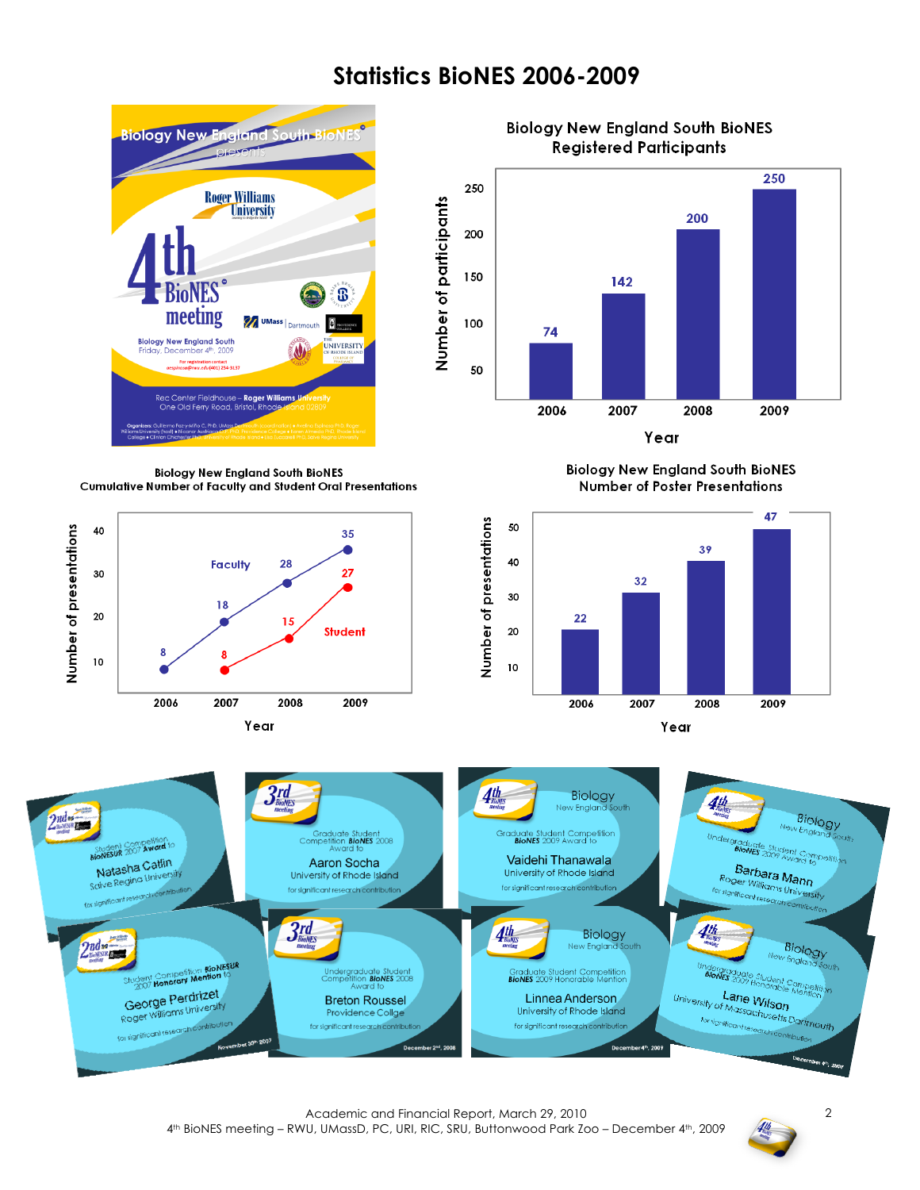# Statistics BioNES 2006-2009

Biology New England South BioNES®
presents
Roger Williams University
4th BioNES® meeting
Biology New England South
Friday, December 4th, 2009
Rec Center Fieldhouse – Roger Williams University
One Old Ferry Road, Bristol, Rhode Island 02809

**Biology New England South BioNES Registered Participants**

Number of participants
250
200
150
100
50
74
142
200
250
2006
2007
2008
2009
Year

**Biology New England South BioNES Cumulative Number of Faculty and Student Oral Presentations**

Number of presentations
40
30
20
10
Faculty
8
18
28
35
Student
8
15
27
2006
2007
2008
2009
Year

**Biology New England South BioNES Number of Poster Presentations**

Number of presentations
50
40
30
20
10
22
32
39
47
2006
2007
2008
2009
Year

2nd BioNESUR meeting
Student Competition BioNESUR 2007 Award to
Natasha Catlin
Salve Regina University
for significant research contribution

3rd BioNES meeting
Graduate Student Competition BioNES 2008 Award to
Aaron Socha
University of Rhode Island
for significant research contribution

4th BioNES meeting
Biology New England South
Graduate Student Competition BioNES 2009 Award to
Vaidehi Thanawala
University of Rhode Island
for significant research contribution

4th BioNES meeting
Biology New England South
Undergraduate Student Competition BioNES 2009 Award to
Barbara Mann
Roger Williams University
for significant research contribution

2nd BioNESUR meeting
Student Competition BioNESUR 2007 Honorary Mention to
George Perdrizet
Roger Williams University
for significant research contribution
November 30th 2007

3rd BioNES meeting
Undergraduate Student Competition BioNES 2008 Award to
Breton Roussel
Providence Collge
for significant research contribution
December 2nd, 2008

4th BioNES meeting
Biology New England South
Graduate Student Competition BioNES 2009 Honorable Mention
Linnea Anderson
University of Rhode Island
for significant research contribution
December 4th, 2009

4th BioNES meeting
Biology New England South
Undergraduate Student Competition BioNES 2009 Honorable Mention
Lane Wilson
University of Massachusetts Dartmouth
for significant research contribution
December 4th, 2009

Academic and Financial Report, March 29, 2010
4th BioNES meeting – RWU, UMassD, PC, URI, RIC, SRU, Buttonwood Park Zoo – December 4th, 2009